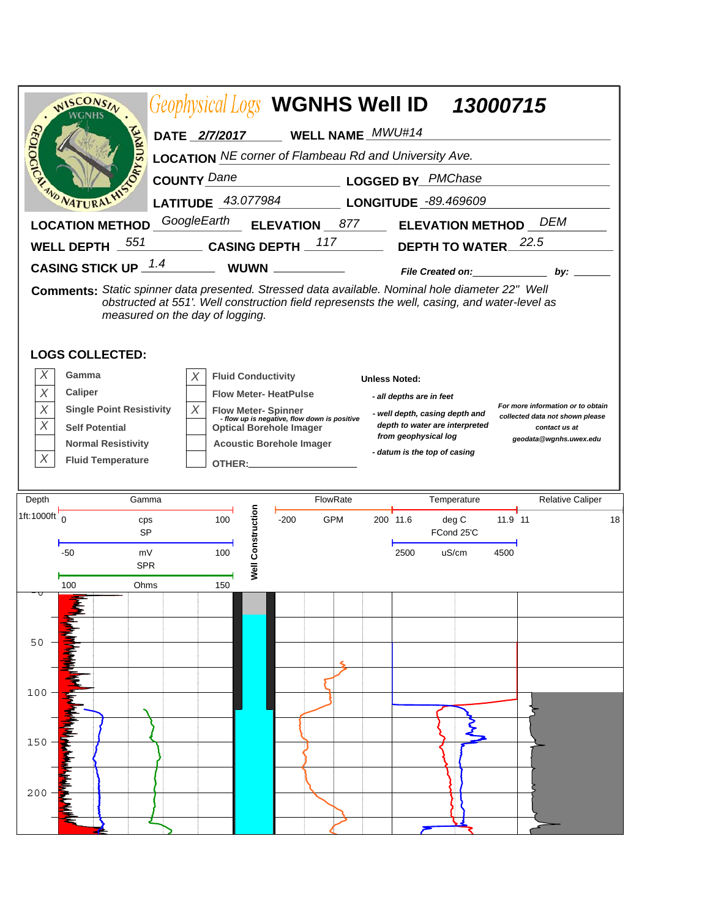# Geophysical Logs WGNHS Well ID 13000715

WISCONSIN GEOLOGICAL AND NATURAL HISTORY SURVEY — WGNHS

**DATE** 2/7/2017 **WELL NAME** MWU#14

**LOCATION** NE corner of Flambeau Rd and University Ave.

**COUNTY** Dane **LOGGED BY** PMChase

**LATITUDE** 43.077984 **LONGITUDE** -89.469609

**LOCATION METHOD** GoogleEarth **ELEVATION** 877 **ELEVATION METHOD** DEM

**WELL DEPTH** 551 **CASING DEPTH** 117 **DEPTH TO WATER** 22.5

**CASING STICK UP** 1.4 **WUWN** ______ *File Created on:* ______ *by:* ______

**Comments:** *Static spinner data presented. Stressed data available. Nominal hole diameter 22" Well obstructed at 551'. Well construction field represensts the well, casing, and water-level as measured on the day of logging.*

## LOGS COLLECTED:

| | Log | | Log |
|---|---|---|---|
| X | Gamma | X | Fluid Conductivity |
| X | Caliper | | Flow Meter- HeatPulse |
| X | Single Point Resistivity | X | Flow Meter- Spinner (- flow up is negative, flow down is positive) |
| X | Self Potential | | Optical Borehole Imager |
| | Normal Resistivity | | Acoustic Borehole Imager |
| X | Fluid Temperature | | OTHER: |

**Unless Noted:**

- *all depths are in feet*
- *well depth, casing depth and depth to water are interpreted from geophysical log*
- *datum is the top of casing*

*For more information or to obtain collected data not shown please contact us at geodata@wgnhs.uwex.edu*

| Depth | Gamma | Well Construction | FlowRate | Temperature | Relative Caliper |
|---|---|---|---|---|---|
| 1ft:1000ft | 0 cps 100 | | -200 GPM 200 | 11.6 deg C 11.9 | 11 18 |
| | SP -50 mV 100 | | | FCond 25'C 2500 uS/cm 4500 | |
| | SPR 100 Ohms 150 | | | | |

Depth scale: 0, 50, 100, 150, 200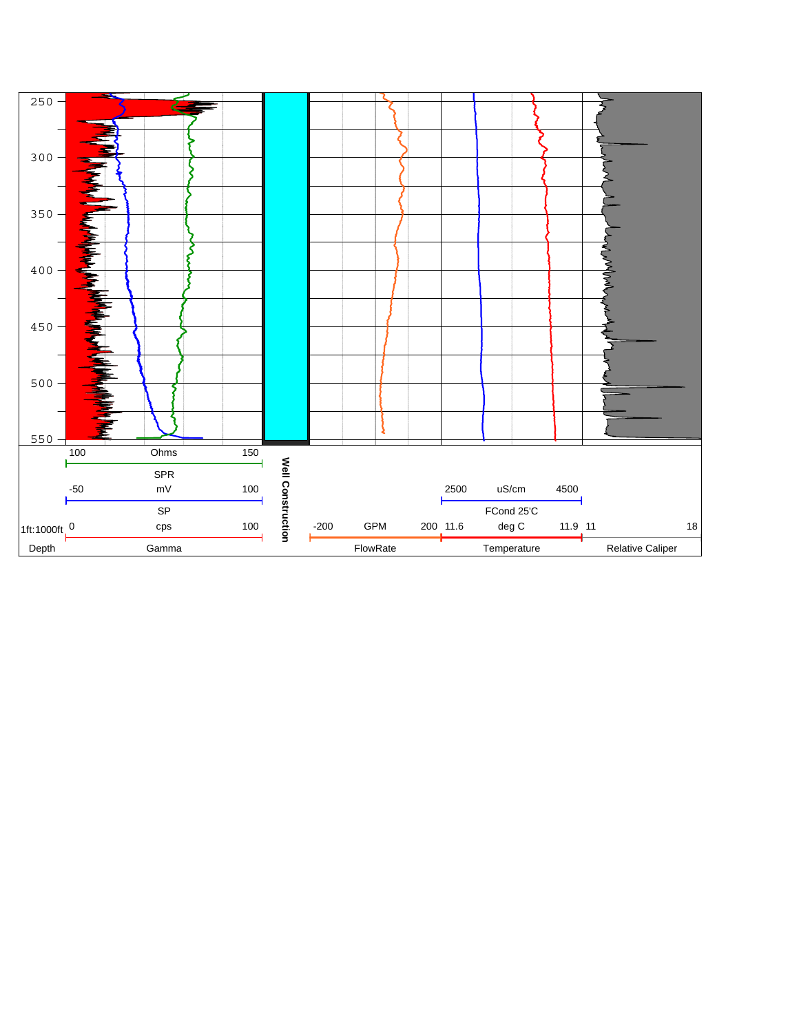250

300

350

400

450

500

550

100 Ohms 150

SPR

-50 mV 100

SP

1ft:1000ft 0 cps 100

Depth

Gamma

Well Construction

-200 GPM 200

FlowRate

2500 uS/cm 4500

FCond 25'C

11.6 deg C 11.9

Temperature

11 18

Relative Caliper